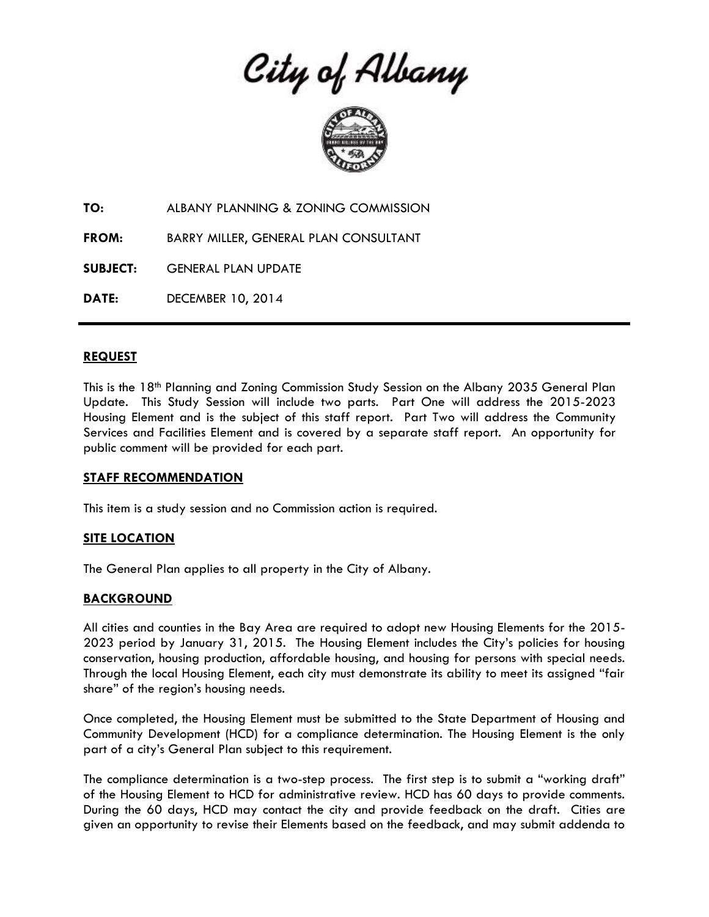# City of Albany

**TO:** ALBANY PLANNING & ZONING COMMISSION

**FROM:** BARRY MILLER, GENERAL PLAN CONSULTANT

**SUBJECT:** GENERAL PLAN UPDATE

**DATE:** DECEMBER 10, 2014

---

## REQUEST

This is the 18th Planning and Zoning Commission Study Session on the Albany 2035 General Plan Update. This Study Session will include two parts. Part One will address the 2015-2023 Housing Element and is the subject of this staff report. Part Two will address the Community Services and Facilities Element and is covered by a separate staff report. An opportunity for public comment will be provided for each part.

## STAFF RECOMMENDATION

This item is a study session and no Commission action is required.

## SITE LOCATION

The General Plan applies to all property in the City of Albany.

## BACKGROUND

All cities and counties in the Bay Area are required to adopt new Housing Elements for the 2015-2023 period by January 31, 2015. The Housing Element includes the City's policies for housing conservation, housing production, affordable housing, and housing for persons with special needs. Through the local Housing Element, each city must demonstrate its ability to meet its assigned "fair share" of the region's housing needs.

Once completed, the Housing Element must be submitted to the State Department of Housing and Community Development (HCD) for a compliance determination. The Housing Element is the only part of a city's General Plan subject to this requirement.

The compliance determination is a two-step process. The first step is to submit a "working draft" of the Housing Element to HCD for administrative review. HCD has 60 days to provide comments. During the 60 days, HCD may contact the city and provide feedback on the draft. Cities are given an opportunity to revise their Elements based on the feedback, and may submit addenda to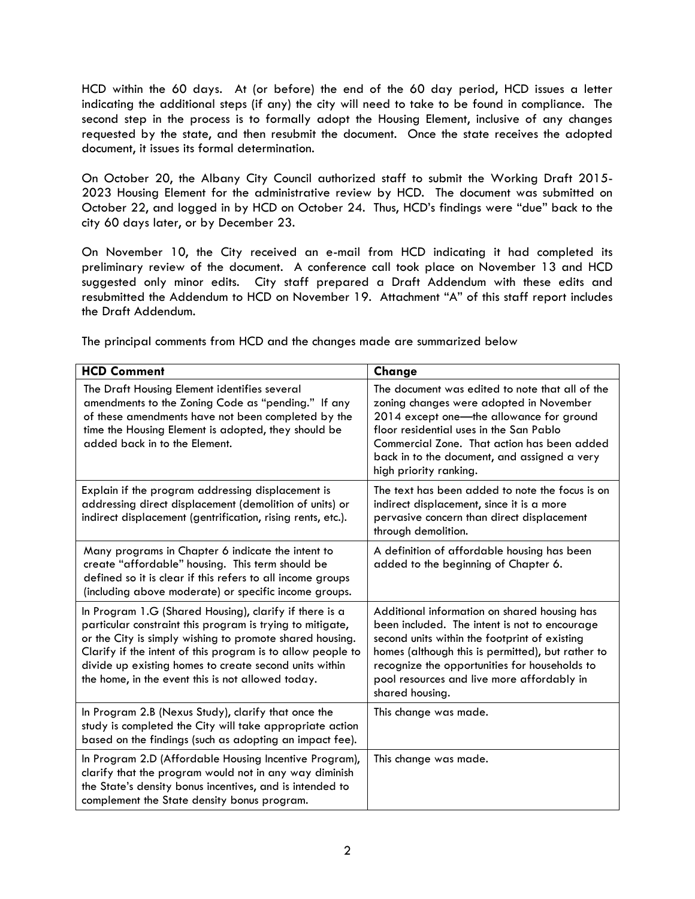HCD within the 60 days. At (or before) the end of the 60 day period, HCD issues a letter indicating the additional steps (if any) the city will need to take to be found in compliance. The second step in the process is to formally adopt the Housing Element, inclusive of any changes requested by the state, and then resubmit the document. Once the state receives the adopted document, it issues its formal determination.

On October 20, the Albany City Council authorized staff to submit the Working Draft 2015-2023 Housing Element for the administrative review by HCD. The document was submitted on October 22, and logged in by HCD on October 24. Thus, HCD's findings were "due" back to the city 60 days later, or by December 23.

On November 10, the City received an e-mail from HCD indicating it had completed its preliminary review of the document. A conference call took place on November 13 and HCD suggested only minor edits. City staff prepared a Draft Addendum with these edits and resubmitted the Addendum to HCD on November 19. Attachment "A" of this staff report includes the Draft Addendum.

The principal comments from HCD and the changes made are summarized below

| **HCD Comment** | **Change** |
|---|---|
| The Draft Housing Element identifies several amendments to the Zoning Code as "pending." If any of these amendments have not been completed by the time the Housing Element is adopted, they should be added back in to the Element. | The document was edited to note that all of the zoning changes were adopted in November 2014 except one—the allowance for ground floor residential uses in the San Pablo Commercial Zone. That action has been added back in to the document, and assigned a very high priority ranking. |
| Explain if the program addressing displacement is addressing direct displacement (demolition of units) or indirect displacement (gentrification, rising rents, etc.). | The text has been added to note the focus is on indirect displacement, since it is a more pervasive concern than direct displacement through demolition. |
| Many programs in Chapter 6 indicate the intent to create "affordable" housing. This term should be defined so it is clear if this refers to all income groups (including above moderate) or specific income groups. | A definition of affordable housing has been added to the beginning of Chapter 6. |
| In Program 1.G (Shared Housing), clarify if there is a particular constraint this program is trying to mitigate, or the City is simply wishing to promote shared housing. Clarify if the intent of this program is to allow people to divide up existing homes to create second units within the home, in the event this is not allowed today. | Additional information on shared housing has been included. The intent is not to encourage second units within the footprint of existing homes (although this is permitted), but rather to recognize the opportunities for households to pool resources and live more affordably in shared housing. |
| In Program 2.B (Nexus Study), clarify that once the study is completed the City will take appropriate action based on the findings (such as adopting an impact fee). | This change was made. |
| In Program 2.D (Affordable Housing Incentive Program), clarify that the program would not in any way diminish the State's density bonus incentives, and is intended to complement the State density bonus program. | This change was made. |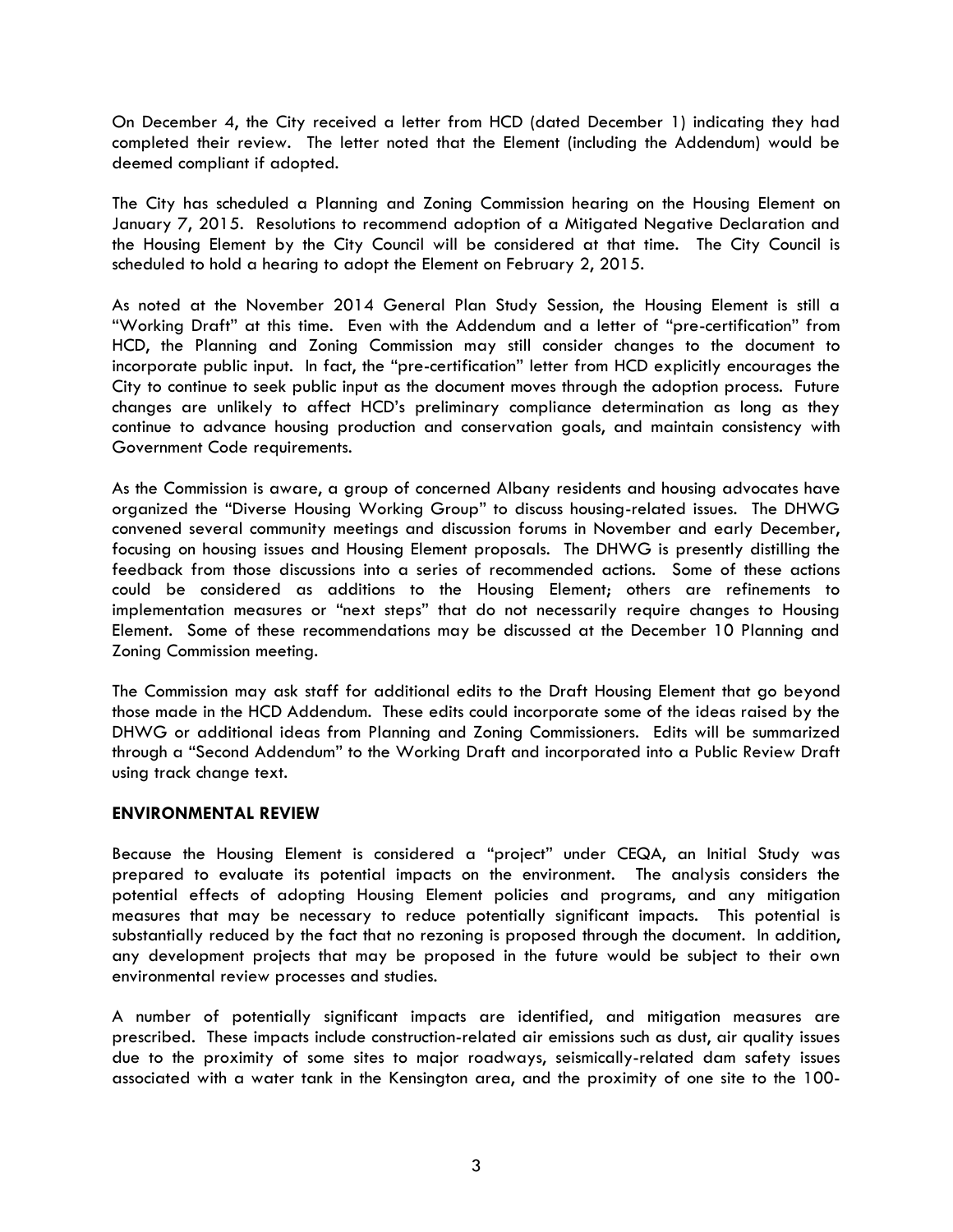On December 4, the City received a letter from HCD (dated December 1) indicating they had completed their review. The letter noted that the Element (including the Addendum) would be deemed compliant if adopted.

The City has scheduled a Planning and Zoning Commission hearing on the Housing Element on January 7, 2015. Resolutions to recommend adoption of a Mitigated Negative Declaration and the Housing Element by the City Council will be considered at that time. The City Council is scheduled to hold a hearing to adopt the Element on February 2, 2015.

As noted at the November 2014 General Plan Study Session, the Housing Element is still a "Working Draft" at this time. Even with the Addendum and a letter of "pre-certification" from HCD, the Planning and Zoning Commission may still consider changes to the document to incorporate public input. In fact, the "pre-certification" letter from HCD explicitly encourages the City to continue to seek public input as the document moves through the adoption process. Future changes are unlikely to affect HCD's preliminary compliance determination as long as they continue to advance housing production and conservation goals, and maintain consistency with Government Code requirements.

As the Commission is aware, a group of concerned Albany residents and housing advocates have organized the "Diverse Housing Working Group" to discuss housing-related issues. The DHWG convened several community meetings and discussion forums in November and early December, focusing on housing issues and Housing Element proposals. The DHWG is presently distilling the feedback from those discussions into a series of recommended actions. Some of these actions could be considered as additions to the Housing Element; others are refinements to implementation measures or "next steps" that do not necessarily require changes to Housing Element. Some of these recommendations may be discussed at the December 10 Planning and Zoning Commission meeting.

The Commission may ask staff for additional edits to the Draft Housing Element that go beyond those made in the HCD Addendum. These edits could incorporate some of the ideas raised by the DHWG or additional ideas from Planning and Zoning Commissioners. Edits will be summarized through a "Second Addendum" to the Working Draft and incorporated into a Public Review Draft using track change text.

## ENVIRONMENTAL REVIEW

Because the Housing Element is considered a "project" under CEQA, an Initial Study was prepared to evaluate its potential impacts on the environment. The analysis considers the potential effects of adopting Housing Element policies and programs, and any mitigation measures that may be necessary to reduce potentially significant impacts. This potential is substantially reduced by the fact that no rezoning is proposed through the document. In addition, any development projects that may be proposed in the future would be subject to their own environmental review processes and studies.

A number of potentially significant impacts are identified, and mitigation measures are prescribed. These impacts include construction-related air emissions such as dust, air quality issues due to the proximity of some sites to major roadways, seismically-related dam safety issues associated with a water tank in the Kensington area, and the proximity of one site to the 100-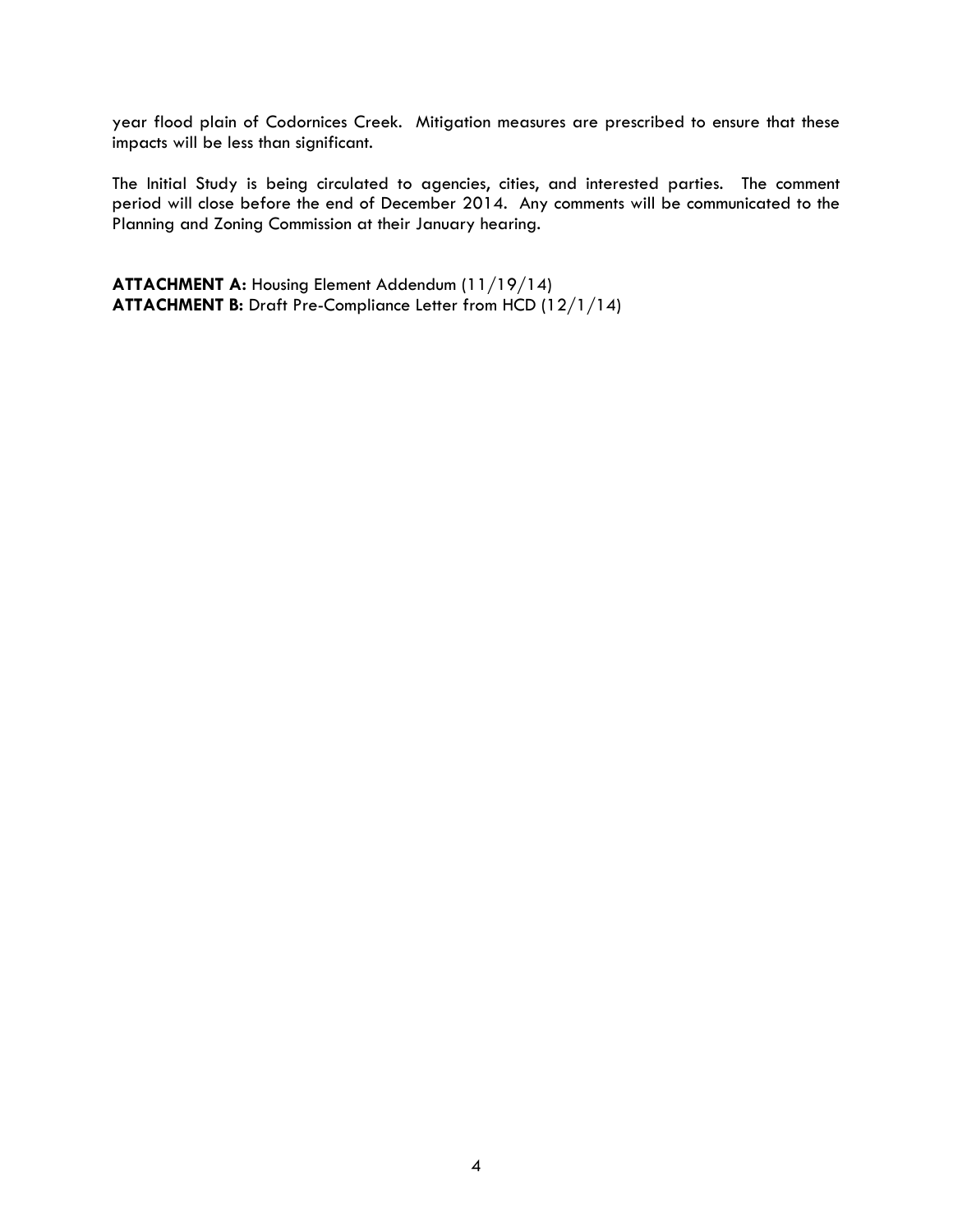year flood plain of Codornices Creek. Mitigation measures are prescribed to ensure that these impacts will be less than significant.

The Initial Study is being circulated to agencies, cities, and interested parties. The comment period will close before the end of December 2014. Any comments will be communicated to the Planning and Zoning Commission at their January hearing.

**ATTACHMENT A:** Housing Element Addendum (11/19/14)
**ATTACHMENT B:** Draft Pre-Compliance Letter from HCD (12/1/14)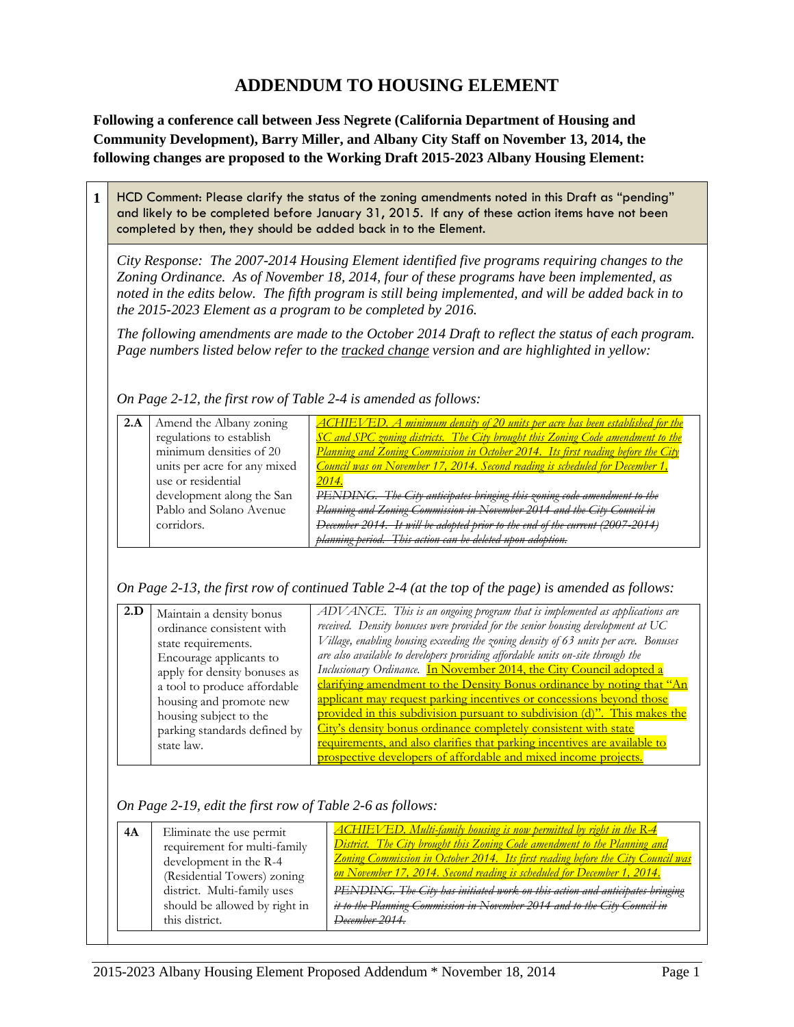# ADDENDUM TO HOUSING ELEMENT

**Following a conference call between Jess Negrete (California Department of Housing and Community Development), Barry Miller, and Albany City Staff on November 13, 2014, the following changes are proposed to the Working Draft 2015-2023 Albany Housing Element:**

**1** HCD Comment: Please clarify the status of the zoning amendments noted in this Draft as "pending" and likely to be completed before January 31, 2015. If any of these action items have not been completed by then, they should be added back in to the Element.

*City Response: The 2007-2014 Housing Element identified five programs requiring changes to the Zoning Ordinance. As of November 18, 2014, four of these programs have been implemented, as noted in the edits below. The fifth program is still being implemented, and will be added back in to the 2015-2023 Element as a program to be completed by 2016.*

*The following amendments are made to the October 2014 Draft to reflect the status of each program. Page numbers listed below refer to the tracked change version and are highlighted in yellow:*

*On Page 2-12, the first row of Table 2-4 is amended as follows:*

| | | |
|---|---|---|
| **2.A** | Amend the Albany zoning regulations to establish minimum densities of 20 units per acre for any mixed use or residential development along the San Pablo and Solano Avenue corridors. | *ACHIEVED. A minimum density of 20 units per acre has been established for the SC and SPC zoning districts. The City brought this Zoning Code amendment to the Planning and Zoning Commission in October 2014. Its first reading before the City Council was on November 17, 2014. Second reading is scheduled for December 1, 2014.* ~~*PENDING. The City anticipates bringing this zoning code amendment to the Planning and Zoning Commission in November 2014 and the City Council in December 2014. It will be adopted prior to the end of the current (2007-2014) planning period. This action can be deleted upon adoption.*~~ |

*On Page 2-13, the first row of continued Table 2-4 (at the top of the page) is amended as follows:*

| | | |
|---|---|---|
| **2.D** | Maintain a density bonus ordinance consistent with state requirements. Encourage applicants to apply for density bonuses as a tool to produce affordable housing and promote new housing subject to the parking standards defined by state law. | *ADVANCE. This is an ongoing program that is implemented as applications are received. Density bonuses were provided for the senior housing development at UC Village, enabling housing exceeding the zoning density of 63 units per acre. Bonuses are also available to developers providing affordable units on-site through the Inclusionary Ordinance.* In November 2014, the City Council adopted a clarifying amendment to the Density Bonus ordinance by noting that "An applicant may request parking incentives or concessions beyond those provided in this subdivision pursuant to subdivision (d)". This makes the City's density bonus ordinance completely consistent with state requirements, and also clarifies that parking incentives are available to prospective developers of affordable and mixed income projects. |

*On Page 2-19, edit the first row of Table 2-6 as follows:*

| | | |
|---|---|---|
| **4A** | Eliminate the use permit requirement for multi-family development in the R-4 (Residential Towers) zoning district. Multi-family uses should be allowed by right in this district. | *ACHIEVED. Multi-family housing is now permitted by right in the R-4 District. The City brought this Zoning Code amendment to the Planning and Zoning Commission in October 2014. Its first reading before the City Council was on November 17, 2014. Second reading is scheduled for December 1, 2014.* ~~*PENDING. The City has initiated work on this action and anticipates bringing it to the Planning Commission in November 2014 and to the City Council in December 2014.*~~ |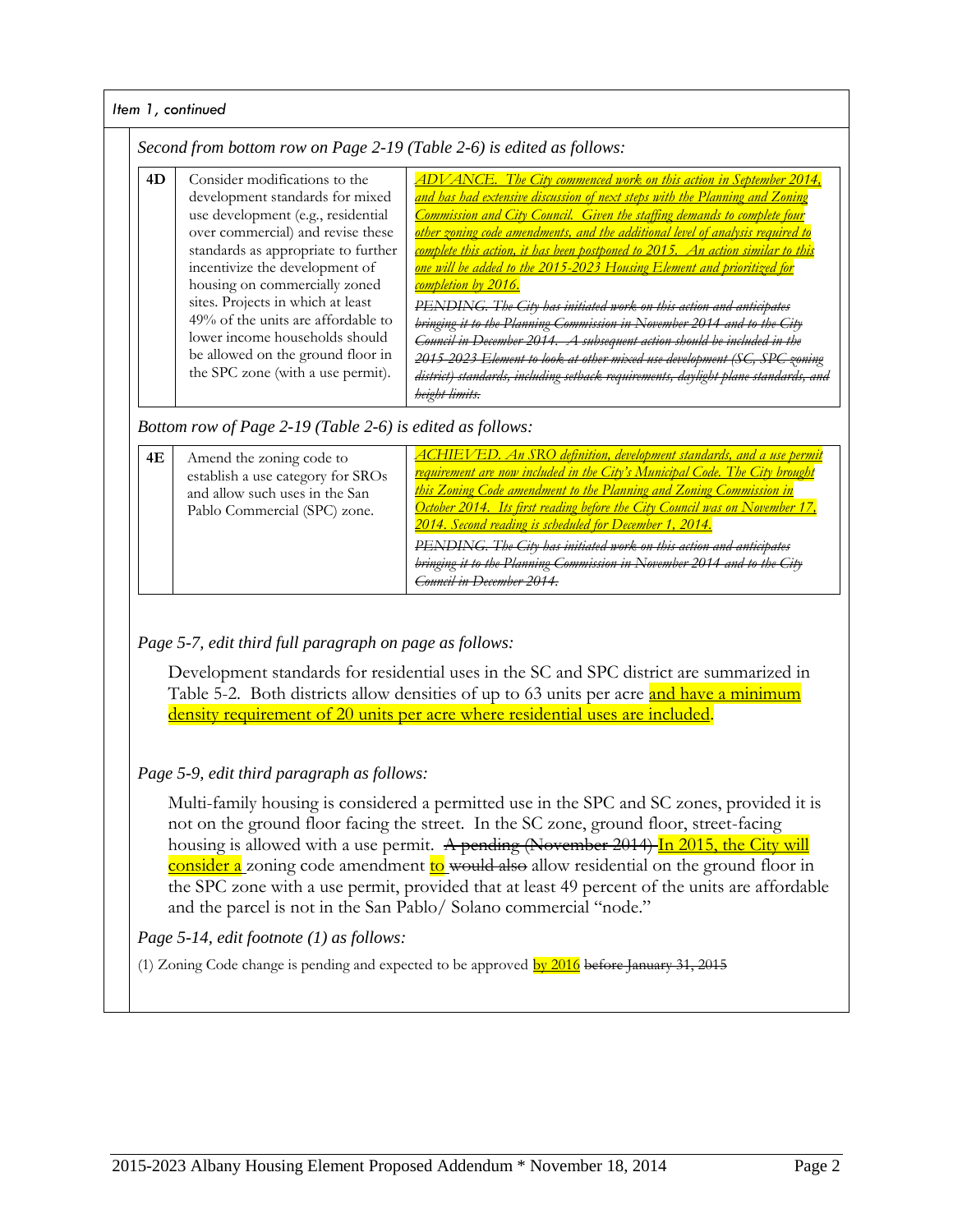*Item 1, continued*

*Second from bottom row on Page 2-19 (Table 2-6) is edited as follows:*

| | | |
|---|---|---|
| **4D** | Consider modifications to the development standards for mixed use development (e.g., residential over commercial) and revise these standards as appropriate to further incentivize the development of housing on commercially zoned sites. Projects in which at least 49% of the units are affordable to lower income households should be allowed on the ground floor in the SPC zone (with a use permit). | <u>*ADVANCE. The City commenced work on this action in September 2014, and has had extensive discussion of next steps with the Planning and Zoning Commission and City Council. Given the staffing demands to complete four other zoning code amendments, and the additional level of analysis required to complete this action, it has been postponed to 2015. An action similar to this one will be added to the 2015-2023 Housing Element and prioritized for completion by 2016.*</u> ~~*PENDING. The City has initiated work on this action and anticipates bringing it to the Planning Commission in November 2014 and to the City Council in December 2014. A subsequent action should be included in the 2015-2023 Element to look at other mixed use development (SC, SPC zoning district) standards, including setback requirements, daylight plane standards, and height limits.*~~ |

*Bottom row of Page 2-19 (Table 2-6) is edited as follows:*

| | | |
|---|---|---|
| **4E** | Amend the zoning code to establish a use category for SROs and allow such uses in the San Pablo Commercial (SPC) zone. | <u>*ACHIEVED. An SRO definition, development standards, and a use permit requirement are now included in the City's Municipal Code. The City brought this Zoning Code amendment to the Planning and Zoning Commission in October 2014. Its first reading before the City Council was on November 17, 2014. Second reading is scheduled for December 1, 2014.*</u> ~~*PENDING. The City has initiated work on this action and anticipates bringing it to the Planning Commission in November 2014 and to the City Council in December 2014.*~~ |

*Page 5-7, edit third full paragraph on page as follows:*

Development standards for residential uses in the SC and SPC district are summarized in Table 5-2. Both districts allow densities of up to 63 units per acre <u>and have a minimum density requirement of 20 units per acre where residential uses are included</u>.

*Page 5-9, edit third paragraph as follows:*

Multi-family housing is considered a permitted use in the SPC and SC zones, provided it is not on the ground floor facing the street. In the SC zone, ground floor, street-facing housing is allowed with a use permit. ~~A pending (November 2014)~~ <u>In 2015, the City will consider a</u> zoning code amendment <u>to</u> ~~would also~~ allow residential on the ground floor in the SPC zone with a use permit, provided that at least 49 percent of the units are affordable and the parcel is not in the San Pablo/ Solano commercial "node."

*Page 5-14, edit footnote (1) as follows:*

(1) Zoning Code change is pending and expected to be approved <u>by 2016</u> ~~before January 31, 2015~~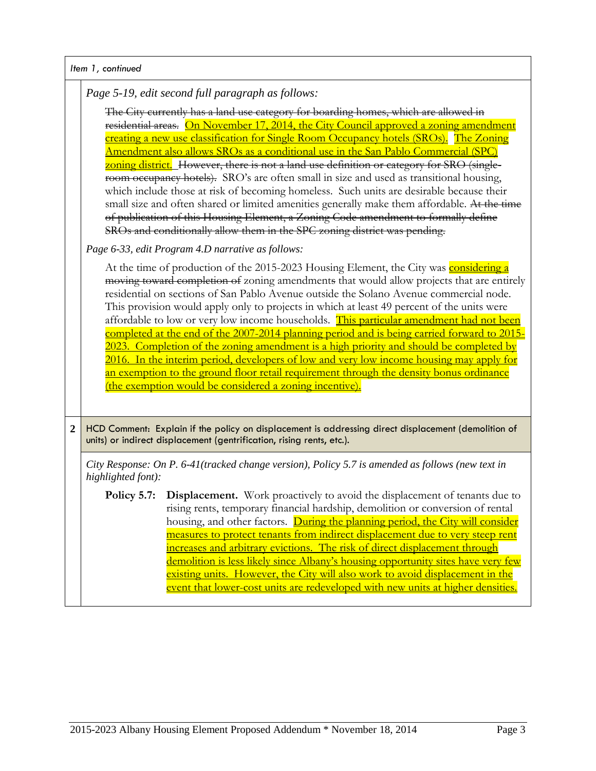*Item 1, continued*

*Page 5-19, edit second full paragraph as follows:*

~~The City currently has a land use category for boarding homes, which are allowed in residential areas.~~ <u>On November 17, 2014, the City Council approved a zoning amendment creating a new use classification for Single Room Occupancy hotels (SROs). The Zoning Amendment also allows SROs as a conditional use in the San Pablo Commercial (SPC) zoning district.</u> ~~However, there is not a land use definition or category for SRO (single-room occupancy hotels).~~ SRO's are often small in size and used as transitional housing, which include those at risk of becoming homeless. Such units are desirable because their small size and often shared or limited amenities generally make them affordable. ~~At the time of publication of this Housing Element, a Zoning Code amendment to formally define SROs and conditionally allow them in the SPC zoning district was pending.~~

*Page 6-33, edit Program 4.D narrative as follows:*

At the time of production of the 2015-2023 Housing Element, the City was <u>considering a</u> ~~moving toward completion of~~ zoning amendment~~s~~ that would allow projects that are entirely residential on sections of San Pablo Avenue outside the Solano Avenue commercial node. This provision would apply only to projects in which at least 49 percent of the units were affordable to low or very low income households. <u>This particular amendment had not been completed at the end of the 2007-2014 planning period and is being carried forward to 2015-2023. Completion of the zoning amendment is a high priority and should be completed by 2016. In the interim period, developers of low and very low income housing may apply for an exemption to the ground floor retail requirement through the density bonus ordinance (the exemption would be considered a zoning incentive).</u>

**2** HCD Comment: Explain if the policy on displacement is addressing direct displacement (demolition of units) or indirect displacement (gentrification, rising rents, etc.).

*City Response: On P. 6-41(tracked change version), Policy 5.7 is amended as follows (new text in highlighted font):*

**Policy 5.7: Displacement.** Work proactively to avoid the displacement of tenants due to rising rents, temporary financial hardship, demolition or conversion of rental housing, and other factors. <u>During the planning period, the City will consider measures to protect tenants from indirect displacement due to very steep rent increases and arbitrary evictions. The risk of direct displacement through demolition is less likely since Albany's housing opportunity sites have very few existing units. However, the City will also work to avoid displacement in the event that lower-cost units are redeveloped with new units at higher densities.</u>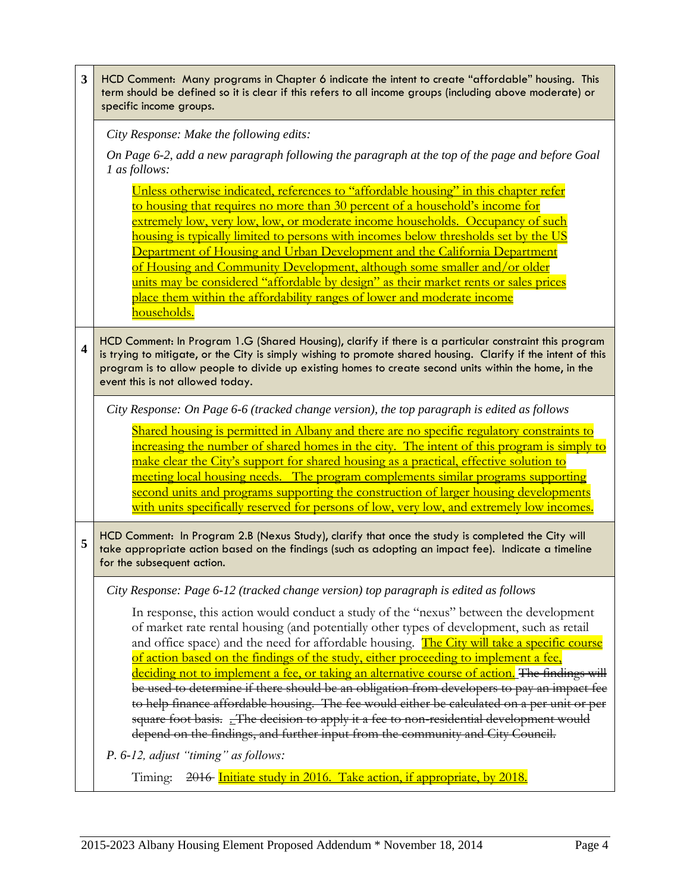| | |
|---|---|
| **3** | HCD Comment: Many programs in Chapter 6 indicate the intent to create "affordable" housing. This term should be defined so it is clear if this refers to all income groups (including above moderate) or specific income groups. |
| | *City Response: Make the following edits:*<br><br>*On Page 6-2, add a new paragraph following the paragraph at the top of the page and before Goal 1 as follows:*<br><br><ins>Unless otherwise indicated, references to "affordable housing" in this chapter refer to housing that requires no more than 30 percent of a household's income for extremely low, very low, low, or moderate income households. Occupancy of such housing is typically limited to persons with incomes below thresholds set by the US Department of Housing and Urban Development and the California Department of Housing and Community Development, although some smaller and/or older units may be considered "affordable by design" as their market rents or sales prices place them within the affordability ranges of lower and moderate income households.</ins> |
| **4** | HCD Comment: In Program 1.G (Shared Housing), clarify if there is a particular constraint this program is trying to mitigate, or the City is simply wishing to promote shared housing. Clarify if the intent of this program is to allow people to divide up existing homes to create second units within the home, in the event this is not allowed today. |
| | *City Response: On Page 6-6 (tracked change version), the top paragraph is edited as follows*<br><br><ins>Shared housing is permitted in Albany and there are no specific regulatory constraints to increasing the number of shared homes in the city. The intent of this program is simply to make clear the City's support for shared housing as a practical, effective solution to meeting local housing needs. The program complements similar programs supporting second units and programs supporting the construction of larger housing developments with units specifically reserved for persons of low, very low, and extremely low incomes.</ins> |
| **5** | HCD Comment: In Program 2.B (Nexus Study), clarify that once the study is completed the City will take appropriate action based on the findings (such as adopting an impact fee). Indicate a timeline for the subsequent action. |
| | *City Response: Page 6-12 (tracked change version) top paragraph is edited as follows*<br><br>In response, this action would conduct a study of the "nexus" between the development of market rate rental housing (and potentially other types of development, such as retail and office space) and the need for affordable housing. <ins>The City will take a specific course of action based on the findings of the study, either proceeding to implement a fee, deciding not to implement a fee, or taking an alternative course of action.</ins> ~~The findings will be used to determine if there should be an obligation from developers to pay an impact fee to help finance affordable housing. The fee would either be calculated on a per unit or per square foot basis. . The decision to apply it a fee to non-residential development would depend on the findings, and further input from the community and City Council.~~<br><br>*P. 6-12, adjust "timing" as follows:*<br><br>Timing: ~~2016~~ <ins>Initiate study in 2016. Take action, if appropriate, by 2018.</ins> |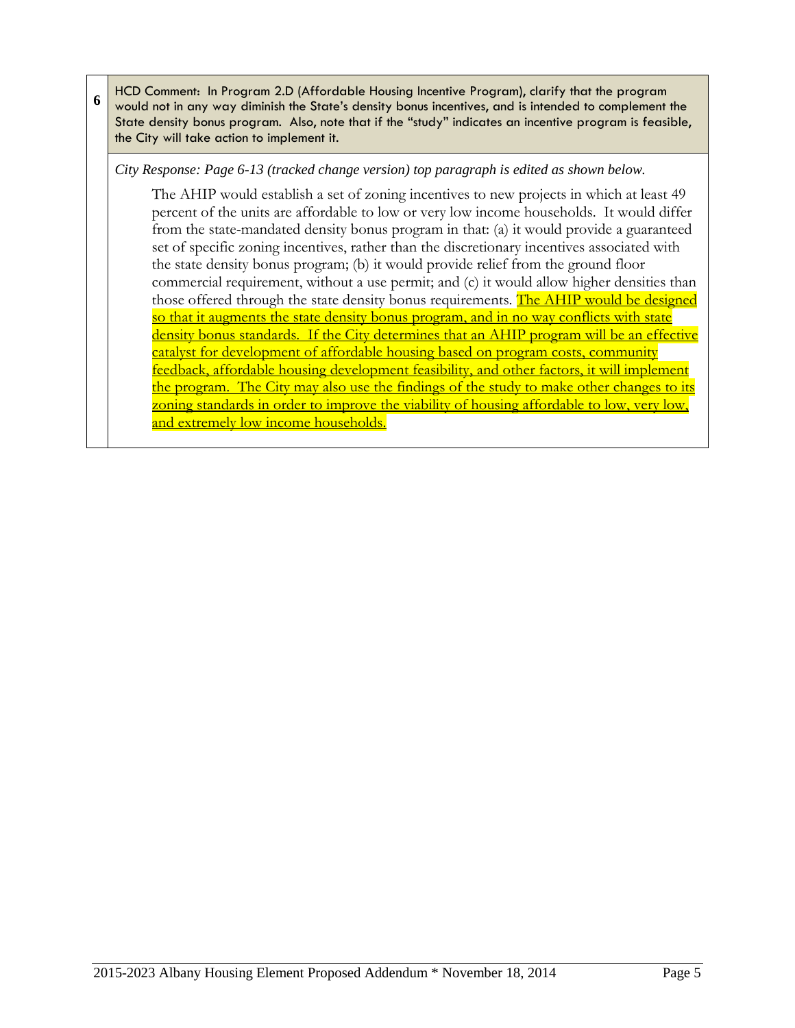| | |
|---|---|
| **6** | HCD Comment: In Program 2.D (Affordable Housing Incentive Program), clarify that the program would not in any way diminish the State's density bonus incentives, and is intended to complement the State density bonus program. Also, note that if the "study" indicates an incentive program is feasible, the City will take action to implement it. |

*City Response: Page 6-13 (tracked change version) top paragraph is edited as shown below.*

> The AHIP would establish a set of zoning incentives to new projects in which at least 49 percent of the units are affordable to low or very low income households. It would differ from the state-mandated density bonus program in that: (a) it would provide a guaranteed set of specific zoning incentives, rather than the discretionary incentives associated with the state density bonus program; (b) it would provide relief from the ground floor commercial requirement, without a use permit; and (c) it would allow higher densities than those offered through the state density bonus requirements. <u>The AHIP would be designed so that it augments the state density bonus program, and in no way conflicts with state density bonus standards. If the City determines that an AHIP program will be an effective catalyst for development of affordable housing based on program costs, community feedback, affordable housing development feasibility, and other factors, it will implement the program. The City may also use the findings of the study to make other changes to its zoning standards in order to improve the viability of housing affordable to low, very low, and extremely low income households.</u>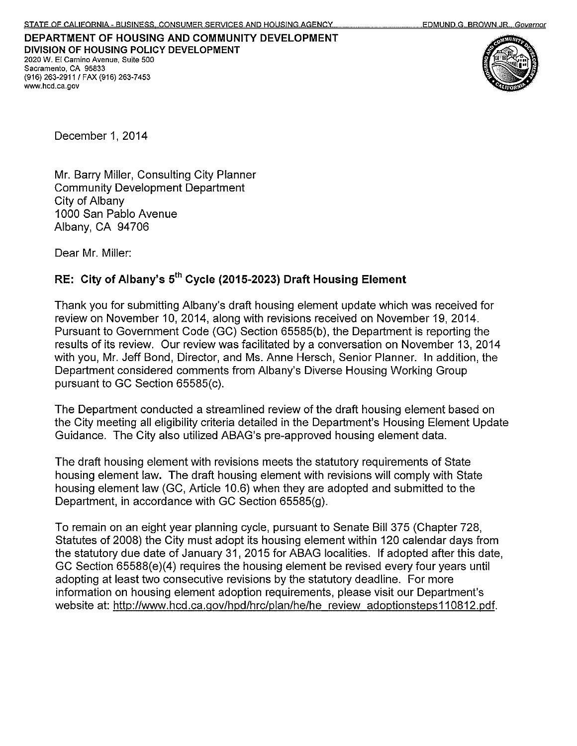STATE OF CALIFORNIA - BUSINESS, CONSUMER SERVICES AND HOUSING AGENCY — EDMUND G. BROWN JR., *Governor*

**DEPARTMENT OF HOUSING AND COMMUNITY DEVELOPMENT**
**DIVISION OF HOUSING POLICY DEVELOPMENT**
2020 W. El Camino Avenue, Suite 500
Sacramento, CA 95833
(916) 263-2911 / FAX (916) 263-7453
www.hcd.ca.gov

December 1, 2014

Mr. Barry Miller, Consulting City Planner
Community Development Department
City of Albany
1000 San Pablo Avenue
Albany, CA 94706

Dear Mr. Miller:

**RE: City of Albany's 5th Cycle (2015-2023) Draft Housing Element**

Thank you for submitting Albany's draft housing element update which was received for review on November 10, 2014, along with revisions received on November 19, 2014. Pursuant to Government Code (GC) Section 65585(b), the Department is reporting the results of its review. Our review was facilitated by a conversation on November 13, 2014 with you, Mr. Jeff Bond, Director, and Ms. Anne Hersch, Senior Planner. In addition, the Department considered comments from Albany's Diverse Housing Working Group pursuant to GC Section 65585(c).

The Department conducted a streamlined review of the draft housing element based on the City meeting all eligibility criteria detailed in the Department's Housing Element Update Guidance. The City also utilized ABAG's pre-approved housing element data.

The draft housing element with revisions meets the statutory requirements of State housing element law. The draft housing element with revisions will comply with State housing element law (GC, Article 10.6) when they are adopted and submitted to the Department, in accordance with GC Section 65585(g).

To remain on an eight year planning cycle, pursuant to Senate Bill 375 (Chapter 728, Statutes of 2008) the City must adopt its housing element within 120 calendar days from the statutory due date of January 31, 2015 for ABAG localities. If adopted after this date, GC Section 65588(e)(4) requires the housing element be revised every four years until adopting at least two consecutive revisions by the statutory deadline. For more information on housing element adoption requirements, please visit our Department's website at: http://www.hcd.ca.gov/hpd/hrc/plan/he/he_review_adoptionsteps110812.pdf.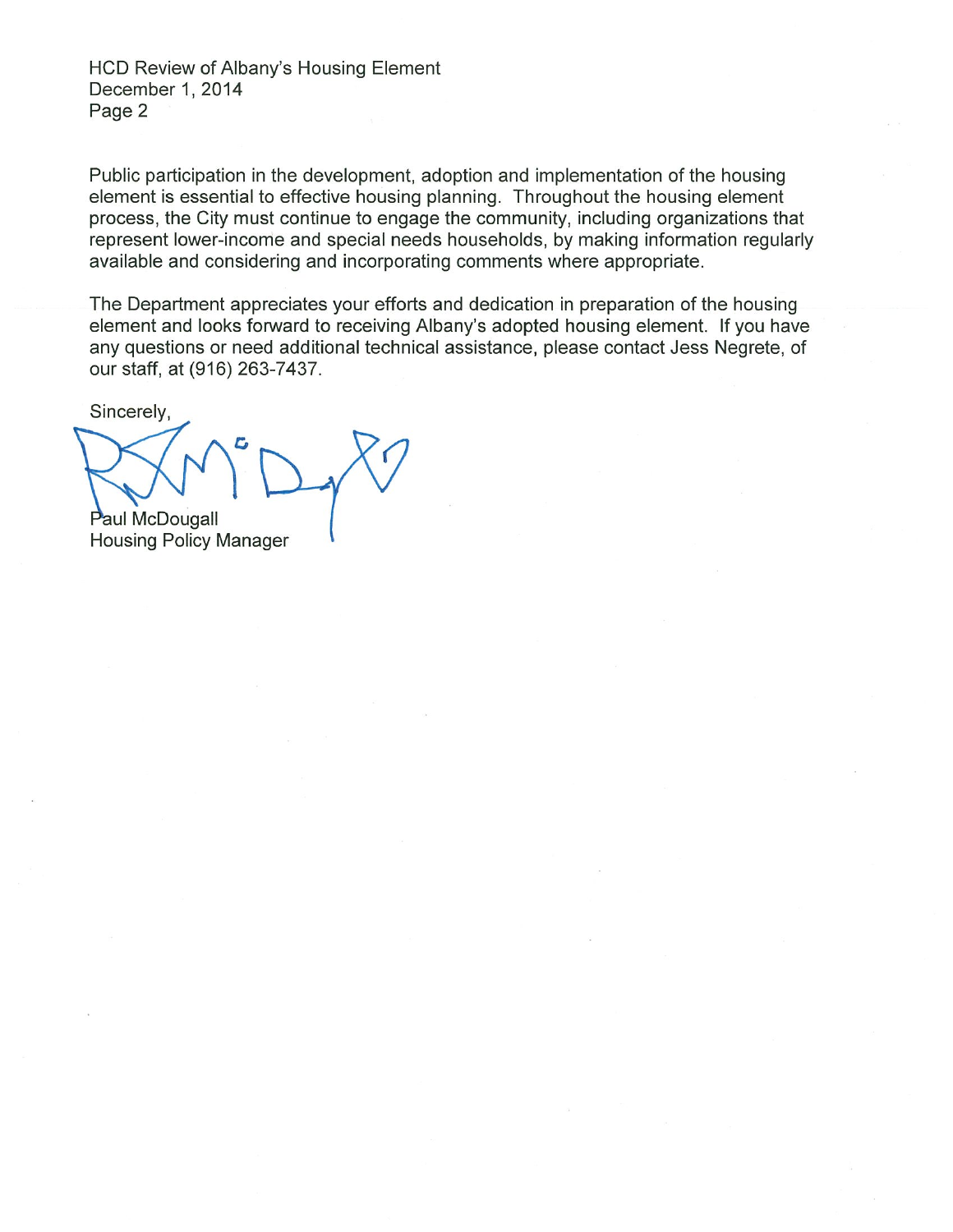Public participation in the development, adoption and implementation of the housing element is essential to effective housing planning. Throughout the housing element process, the City must continue to engage the community, including organizations that represent lower-income and special needs households, by making information regularly available and considering and incorporating comments where appropriate.

The Department appreciates your efforts and dedication in preparation of the housing element and looks forward to receiving Albany's adopted housing element. If you have any questions or need additional technical assistance, please contact Jess Negrete, of our staff, at (916) 263-7437.

Sincerely,

Paul McDougall
Housing Policy Manager